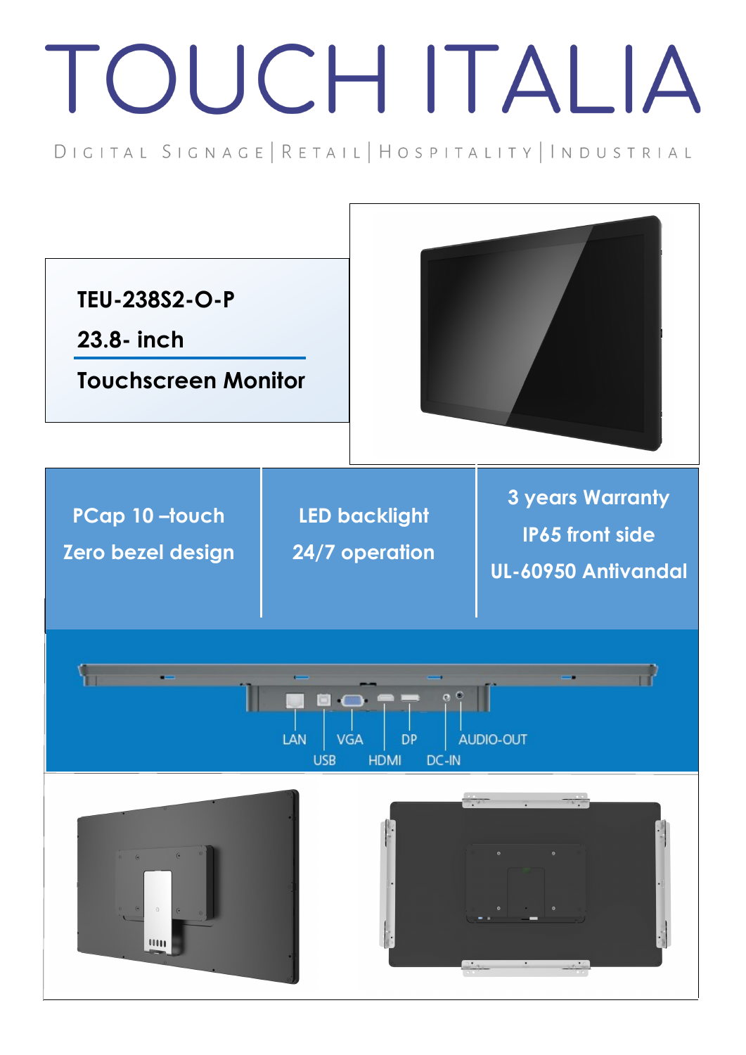# TOUCH ITALIA

DIGITAL SIGNAGE | RETAIL | HOSPITALITY | INDUSTRIAL

**TEU-238S2-O-P**

**23.8- inch**

**Touchscreen Monitor**

| PCap 10 –touch<br>Zero bezel design | LED backlight<br>24/7 operation | 3 years Warranty<br>IP65 front side<br>UL-60950 Antivandal |
|---|---|---|

LAN | USB | VGA | HDMI | DP | DC-IN | AUDIO-OUT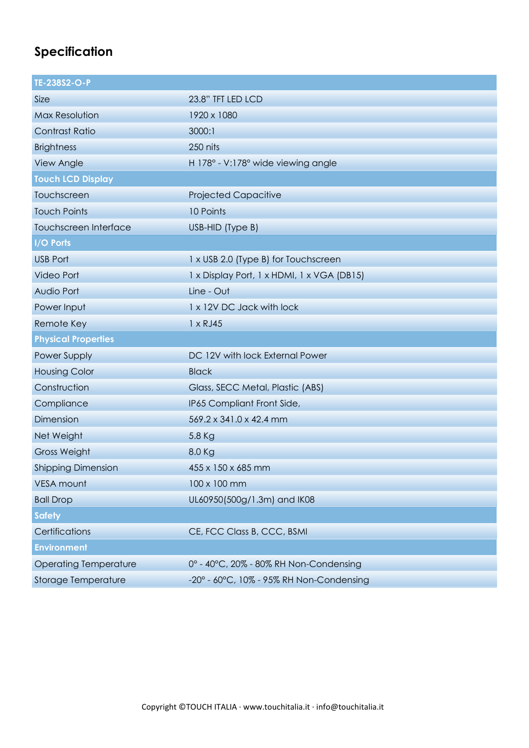## Specification

| TE-238S2-O-P | |
|---|---|
| Size | 23.8" TFT LED LCD |
| Max Resolution | 1920 x 1080 |
| Contrast Ratio | 3000:1 |
| Brightness | 250 nits |
| View Angle | H 178° - V:178° wide viewing angle |
| **Touch LCD Display** | |
| Touchscreen | Projected Capacitive |
| Touch Points | 10 Points |
| Touchscreen Interface | USB-HID (Type B) |
| **I/O Ports** | |
| USB Port | 1 x USB 2.0 (Type B) for Touchscreen |
| Video Port | 1 x Display Port, 1 x HDMI, 1 x VGA (DB15) |
| Audio Port | Line - Out |
| Power Input | 1 x 12V DC Jack with lock |
| Remote Key | 1 x RJ45 |
| **Physical Properties** | |
| Power Supply | DC 12V with lock External Power |
| Housing Color | Black |
| Construction | Glass, SECC Metal, Plastic (ABS) |
| Compliance | IP65 Compliant Front Side, |
| Dimension | 569.2 x 341.0 x 42.4 mm |
| Net Weight | 5.8 Kg |
| Gross Weight | 8.0 Kg |
| Shipping Dimension | 455 x 150 x 685 mm |
| VESA mount | 100 x 100 mm |
| Ball Drop | UL60950(500g/1.3m) and IK08 |
| **Safety** | |
| Certifications | CE, FCC Class B, CCC, BSMI |
| **Environment** | |
| Operating Temperature | 0° - 40°C, 20% - 80% RH Non-Condensing |
| Storage Temperature | -20° - 60°C, 10% - 95% RH Non-Condensing |

Copyright ©TOUCH ITALIA · www.touchitalia.it · info@touchitalia.it